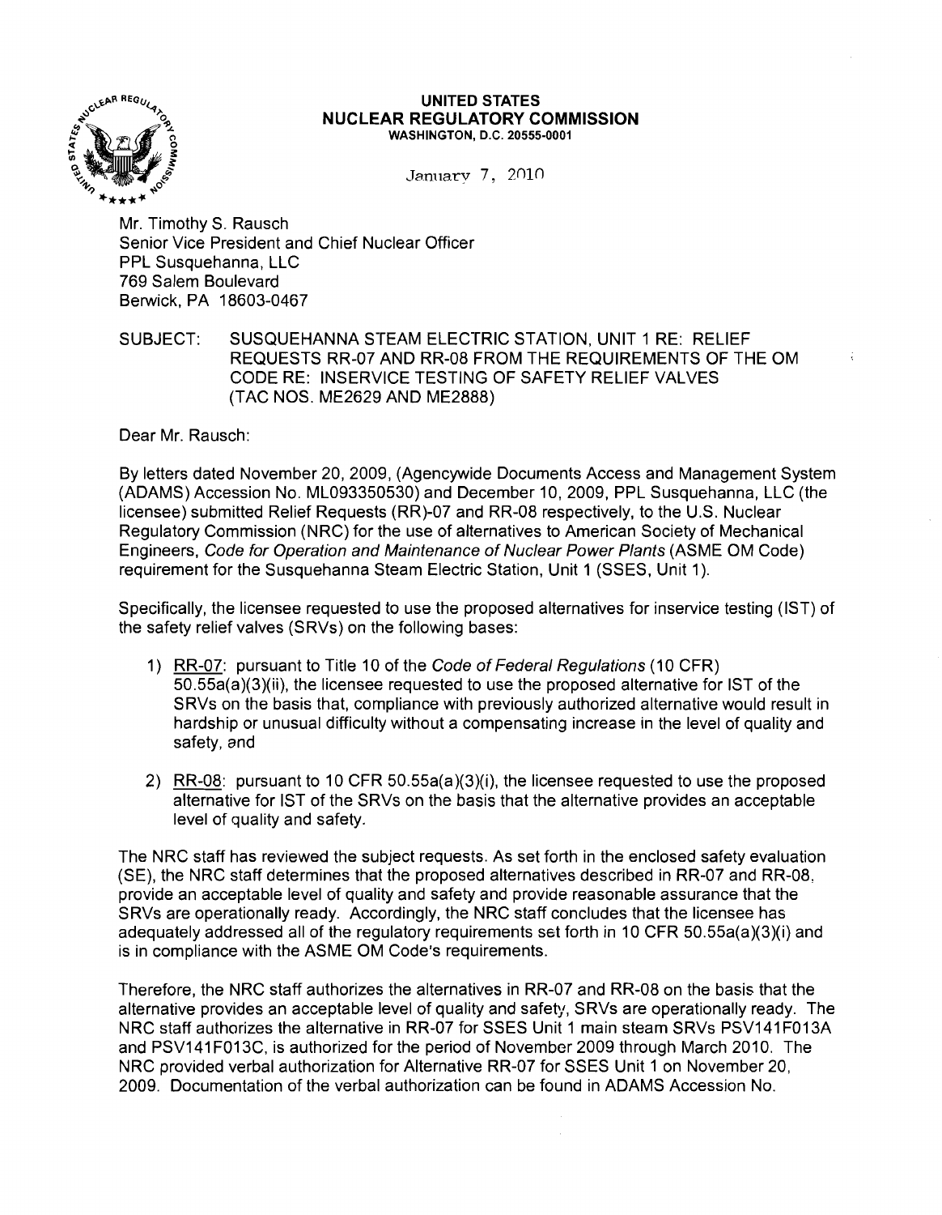# UNITED STATES
# NUCLEAR REGULATORY COMMISSION
WASHINGTON, D.C. 20555-0001

January 7, 2010

Mr. Timothy S. Rausch
Senior Vice President and Chief Nuclear Officer
PPL Susquehanna, LLC
769 Salem Boulevard
Berwick, PA 18603-0467

SUBJECT: SUSQUEHANNA STEAM ELECTRIC STATION, UNIT 1 RE: RELIEF REQUESTS RR-07 AND RR-08 FROM THE REQUIREMENTS OF THE OM CODE RE: INSERVICE TESTING OF SAFETY RELIEF VALVES (TAC NOS. ME2629 AND ME2888)

Dear Mr. Rausch:

By letters dated November 20, 2009, (Agencywide Documents Access and Management System (ADAMS) Accession No. ML093350530) and December 10, 2009, PPL Susquehanna, LLC (the licensee) submitted Relief Requests (RR)-07 and RR-08 respectively, to the U.S. Nuclear Regulatory Commission (NRC) for the use of alternatives to American Society of Mechanical Engineers, *Code for Operation and Maintenance of Nuclear Power Plants* (ASME OM Code) requirement for the Susquehanna Steam Electric Station, Unit 1 (SSES, Unit 1).

Specifically, the licensee requested to use the proposed alternatives for inservice testing (IST) of the safety relief valves (SRVs) on the following bases:

1) RR-07: pursuant to Title 10 of the *Code of Federal Regulations* (10 CFR) 50.55a(a)(3)(ii), the licensee requested to use the proposed alternative for IST of the SRVs on the basis that, compliance with previously authorized alternative would result in hardship or unusual difficulty without a compensating increase in the level of quality and safety, and

2) RR-08: pursuant to 10 CFR 50.55a(a)(3)(i), the licensee requested to use the proposed alternative for IST of the SRVs on the basis that the alternative provides an acceptable level of quality and safety.

The NRC staff has reviewed the subject requests. As set forth in the enclosed safety evaluation (SE), the NRC staff determines that the proposed alternatives described in RR-07 and RR-08, provide an acceptable level of quality and safety and provide reasonable assurance that the SRVs are operationally ready. Accordingly, the NRC staff concludes that the licensee has adequately addressed all of the regulatory requirements set forth in 10 CFR 50.55a(a)(3)(i) and is in compliance with the ASME OM Code's requirements.

Therefore, the NRC staff authorizes the alternatives in RR-07 and RR-08 on the basis that the alternative provides an acceptable level of quality and safety, SRVs are operationally ready. The NRC staff authorizes the alternative in RR-07 for SSES Unit 1 main steam SRVs PSV141F013A and PSV141F013C, is authorized for the period of November 2009 through March 2010. The NRC provided verbal authorization for Alternative RR-07 for SSES Unit 1 on November 20, 2009. Documentation of the verbal authorization can be found in ADAMS Accession No.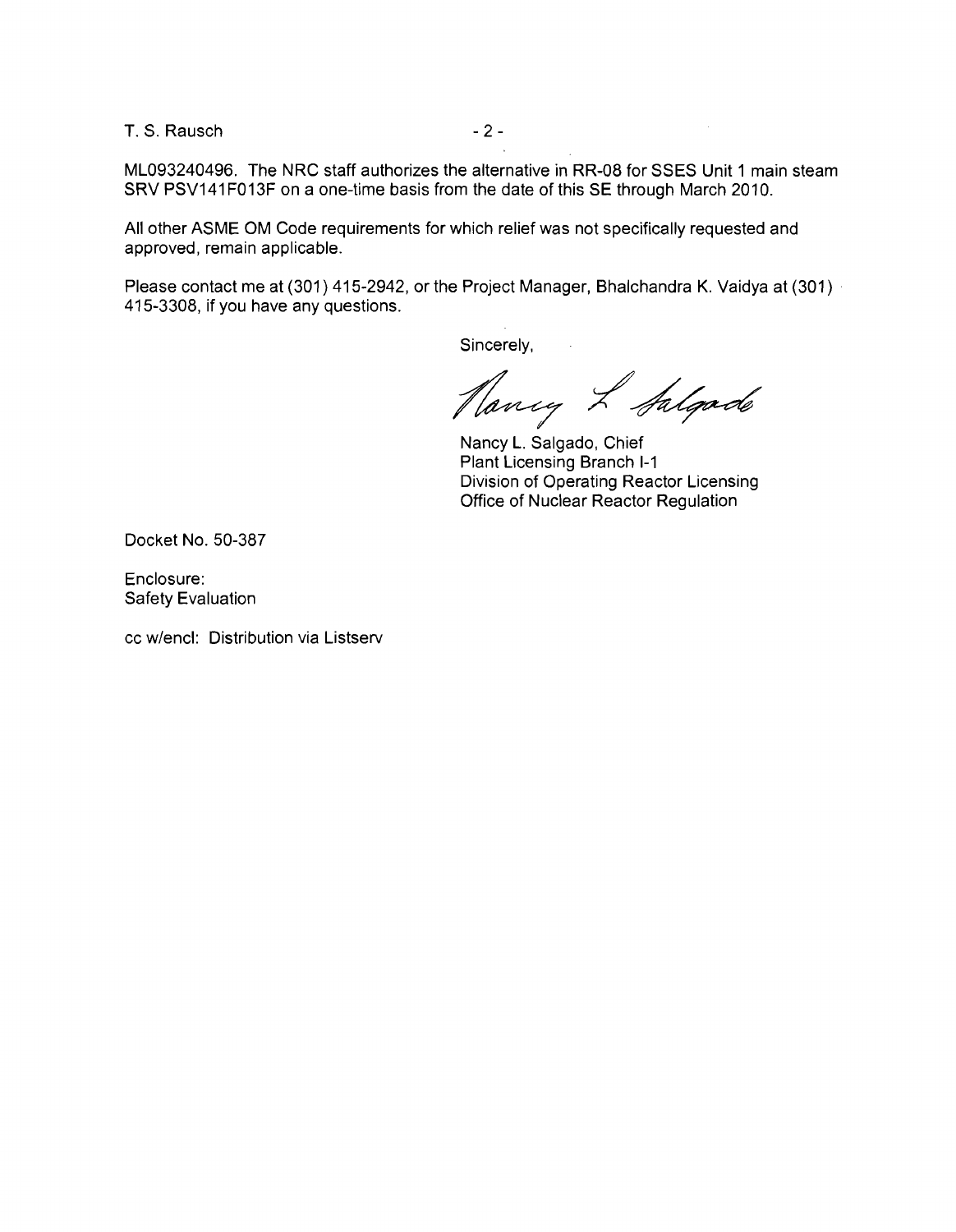ML093240496. The NRC staff authorizes the alternative in RR-08 for SSES Unit 1 main steam SRV PSV141F013F on a one-time basis from the date of this SE through March 2010.

All other ASME OM Code requirements for which relief was not specifically requested and approved, remain applicable.

Please contact me at (301) 415-2942, or the Project Manager, Bhalchandra K. Vaidya at (301) 415-3308, if you have any questions.

Sincerely,

Nancy L. Salgado

Nancy L. Salgado, Chief
Plant Licensing Branch I-1
Division of Operating Reactor Licensing
Office of Nuclear Reactor Regulation

Docket No. 50-387

Enclosure:
Safety Evaluation

cc w/encl: Distribution via Listserv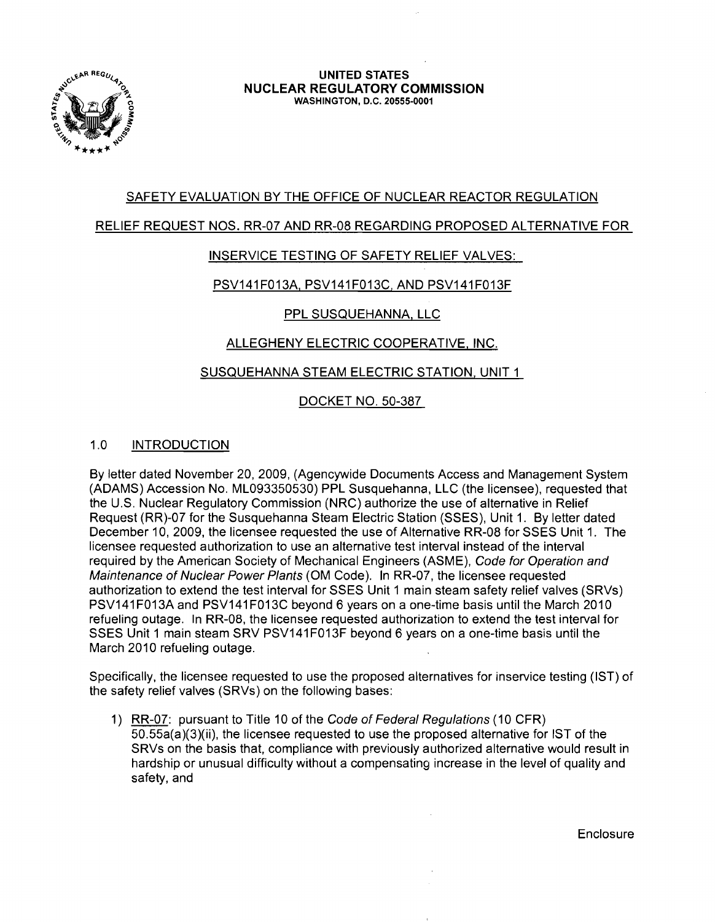**UNITED STATES**
**NUCLEAR REGULATORY COMMISSION**
WASHINGTON, D.C. 20555-0001

SAFETY EVALUATION BY THE OFFICE OF NUCLEAR REACTOR REGULATION

RELIEF REQUEST NOS. RR-07 AND RR-08 REGARDING PROPOSED ALTERNATIVE FOR

INSERVICE TESTING OF SAFETY RELIEF VALVES:

PSV141F013A, PSV141F013C, AND PSV141F013F

PPL SUSQUEHANNA, LLC

ALLEGHENY ELECTRIC COOPERATIVE, INC.

SUSQUEHANNA STEAM ELECTRIC STATION, UNIT 1

DOCKET NO. 50-387

## 1.0 INTRODUCTION

By letter dated November 20, 2009, (Agencywide Documents Access and Management System (ADAMS) Accession No. ML093350530) PPL Susquehanna, LLC (the licensee), requested that the U.S. Nuclear Regulatory Commission (NRC) authorize the use of alternative in Relief Request (RR)-07 for the Susquehanna Steam Electric Station (SSES), Unit 1. By letter dated December 10, 2009, the licensee requested the use of Alternative RR-08 for SSES Unit 1. The licensee requested authorization to use an alternative test interval instead of the interval required by the American Society of Mechanical Engineers (ASME), *Code for Operation and Maintenance of Nuclear Power Plants* (OM Code). In RR-07, the licensee requested authorization to extend the test interval for SSES Unit 1 main steam safety relief valves (SRVs) PSV141F013A and PSV141F013C beyond 6 years on a one-time basis until the March 2010 refueling outage. In RR-08, the licensee requested authorization to extend the test interval for SSES Unit 1 main steam SRV PSV141F013F beyond 6 years on a one-time basis until the March 2010 refueling outage.

Specifically, the licensee requested to use the proposed alternatives for inservice testing (IST) of the safety relief valves (SRVs) on the following bases:

1) RR-07: pursuant to Title 10 of the *Code of Federal Regulations* (10 CFR) 50.55a(a)(3)(ii), the licensee requested to use the proposed alternative for IST of the SRVs on the basis that, compliance with previously authorized alternative would result in hardship or unusual difficulty without a compensating increase in the level of quality and safety, and

Enclosure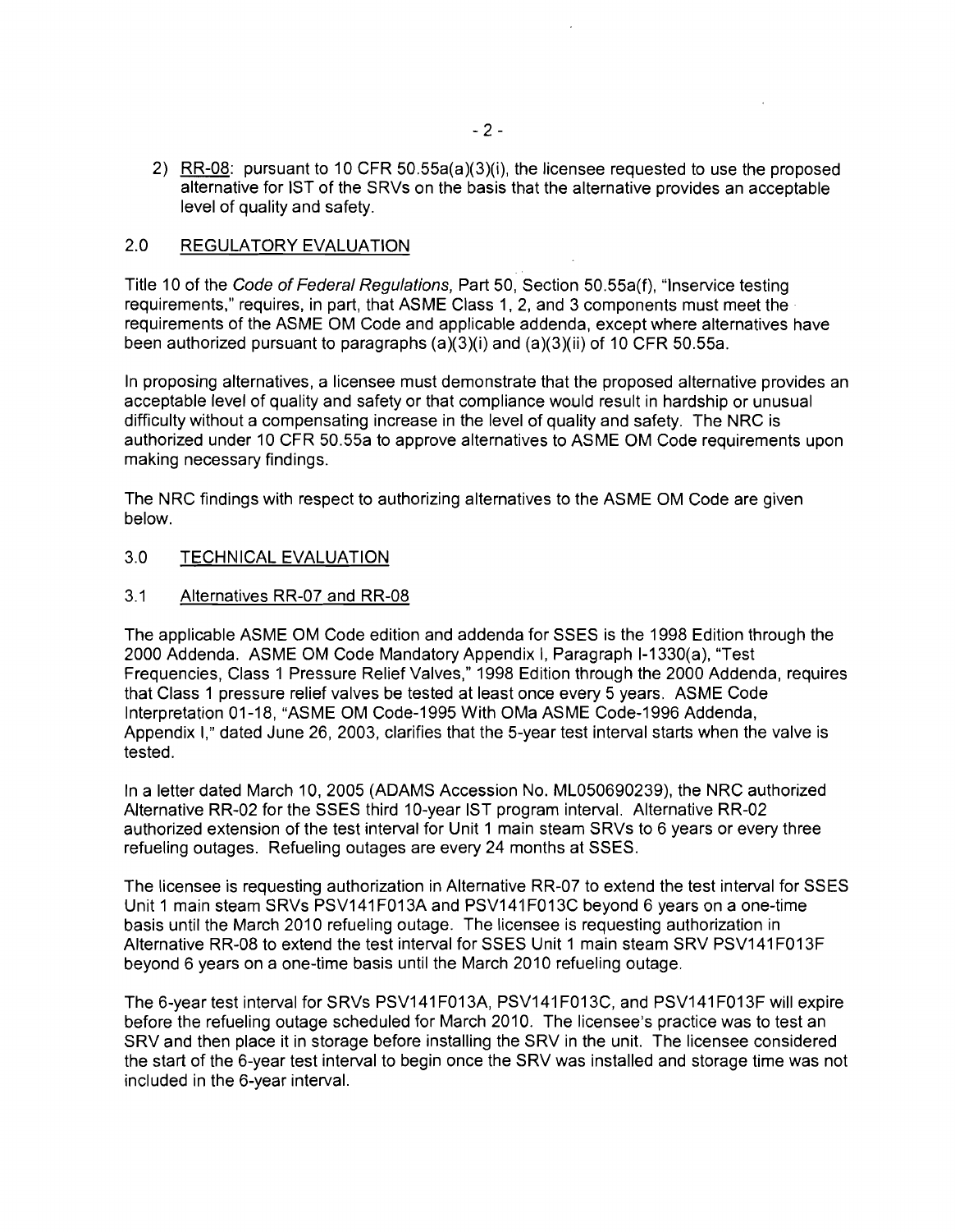2) RR-08: pursuant to 10 CFR 50.55a(a)(3)(i), the licensee requested to use the proposed alternative for IST of the SRVs on the basis that the alternative provides an acceptable level of quality and safety.

## 2.0 REGULATORY EVALUATION

Title 10 of the *Code of Federal Regulations,* Part 50, Section 50.55a(f), "Inservice testing requirements," requires, in part, that ASME Class 1, 2, and 3 components must meet the requirements of the ASME OM Code and applicable addenda, except where alternatives have been authorized pursuant to paragraphs (a)(3)(i) and (a)(3)(ii) of 10 CFR 50.55a.

In proposing alternatives, a licensee must demonstrate that the proposed alternative provides an acceptable level of quality and safety or that compliance would result in hardship or unusual difficulty without a compensating increase in the level of quality and safety. The NRC is authorized under 10 CFR 50.55a to approve alternatives to ASME OM Code requirements upon making necessary findings.

The NRC findings with respect to authorizing alternatives to the ASME OM Code are given below.

## 3.0 TECHNICAL EVALUATION

### 3.1 Alternatives RR-07 and RR-08

The applicable ASME OM Code edition and addenda for SSES is the 1998 Edition through the 2000 Addenda. ASME OM Code Mandatory Appendix I, Paragraph I-1330(a), "Test Frequencies, Class 1 Pressure Relief Valves," 1998 Edition through the 2000 Addenda, requires that Class 1 pressure relief valves be tested at least once every 5 years. ASME Code Interpretation 01-18, "ASME OM Code-1995 With OMa ASME Code-1996 Addenda, Appendix I," dated June 26, 2003, clarifies that the 5-year test interval starts when the valve is tested.

In a letter dated March 10, 2005 (ADAMS Accession No. ML050690239), the NRC authorized Alternative RR-02 for the SSES third 10-year IST program interval. Alternative RR-02 authorized extension of the test interval for Unit 1 main steam SRVs to 6 years or every three refueling outages. Refueling outages are every 24 months at SSES.

The licensee is requesting authorization in Alternative RR-07 to extend the test interval for SSES Unit 1 main steam SRVs PSV141F013A and PSV141F013C beyond 6 years on a one-time basis until the March 2010 refueling outage. The licensee is requesting authorization in Alternative RR-08 to extend the test interval for SSES Unit 1 main steam SRV PSV141F013F beyond 6 years on a one-time basis until the March 2010 refueling outage.

The 6-year test interval for SRVs PSV141F013A, PSV141F013C, and PSV141F013F will expire before the refueling outage scheduled for March 2010. The licensee's practice was to test an SRV and then place it in storage before installing the SRV in the unit. The licensee considered the start of the 6-year test interval to begin once the SRV was installed and storage time was not included in the 6-year interval.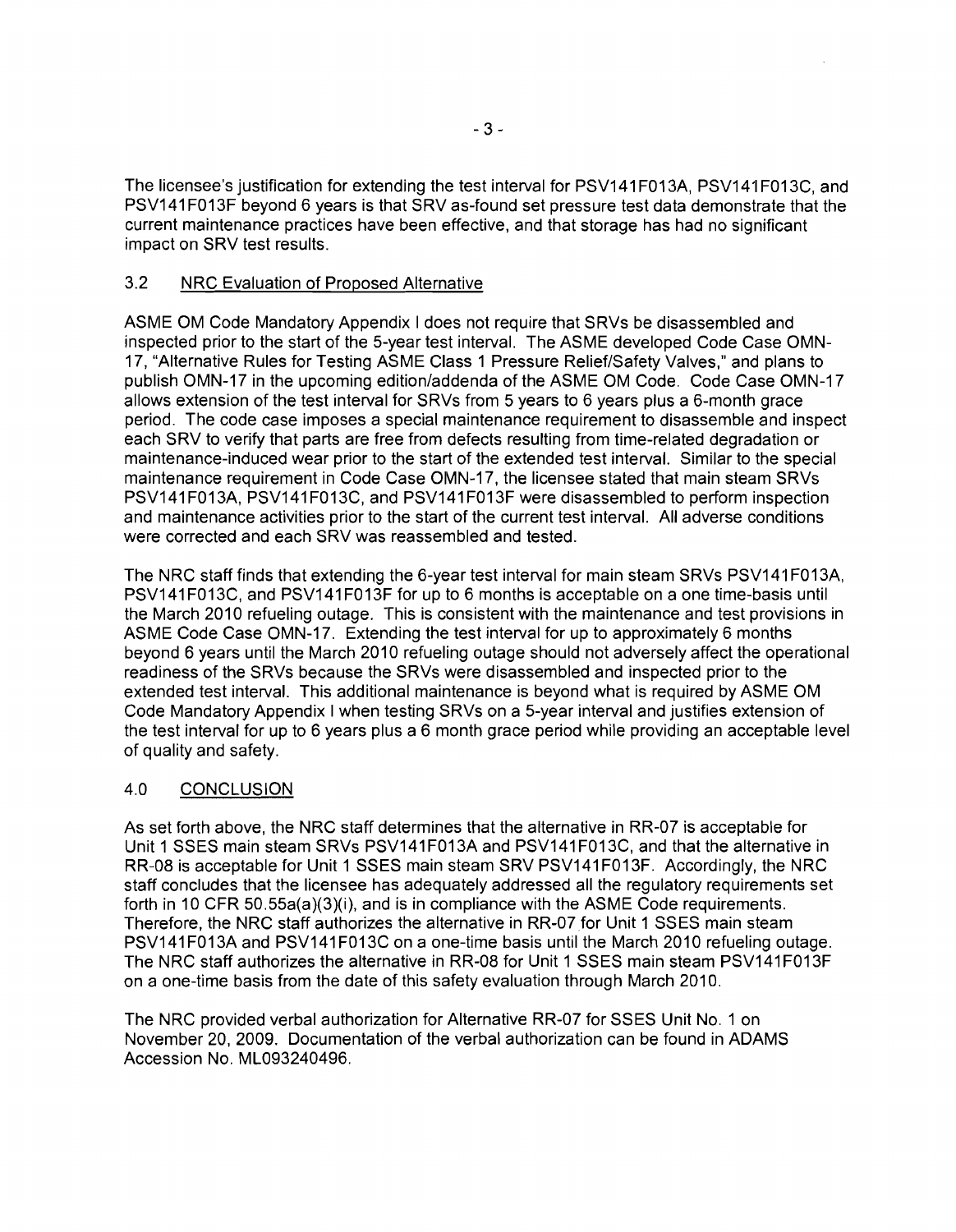The licensee's justification for extending the test interval for PSV141F013A, PSV141F013C, and PSV141F013F beyond 6 years is that SRV as-found set pressure test data demonstrate that the current maintenance practices have been effective, and that storage has had no significant impact on SRV test results.

### 3.2 NRC Evaluation of Proposed Alternative

ASME OM Code Mandatory Appendix I does not require that SRVs be disassembled and inspected prior to the start of the 5-year test interval. The ASME developed Code Case OMN-17, "Alternative Rules for Testing ASME Class 1 Pressure Relief/Safety Valves," and plans to publish OMN-17 in the upcoming edition/addenda of the ASME OM Code. Code Case OMN-17 allows extension of the test interval for SRVs from 5 years to 6 years plus a 6-month grace period. The code case imposes a special maintenance requirement to disassemble and inspect each SRV to verify that parts are free from defects resulting from time-related degradation or maintenance-induced wear prior to the start of the extended test interval. Similar to the special maintenance requirement in Code Case OMN-17, the licensee stated that main steam SRVs PSV141F013A, PSV141F013C, and PSV141F013F were disassembled to perform inspection and maintenance activities prior to the start of the current test interval. All adverse conditions were corrected and each SRV was reassembled and tested.

The NRC staff finds that extending the 6-year test interval for main steam SRVs PSV141F013A, PSV141F013C, and PSV141F013F for up to 6 months is acceptable on a one time-basis until the March 2010 refueling outage. This is consistent with the maintenance and test provisions in ASME Code Case OMN-17. Extending the test interval for up to approximately 6 months beyond 6 years until the March 2010 refueling outage should not adversely affect the operational readiness of the SRVs because the SRVs were disassembled and inspected prior to the extended test interval. This additional maintenance is beyond what is required by ASME OM Code Mandatory Appendix I when testing SRVs on a 5-year interval and justifies extension of the test interval for up to 6 years plus a 6 month grace period while providing an acceptable level of quality and safety.

## 4.0 CONCLUSION

As set forth above, the NRC staff determines that the alternative in RR-07 is acceptable for Unit 1 SSES main steam SRVs PSV141F013A and PSV141F013C, and that the alternative in RR-08 is acceptable for Unit 1 SSES main steam SRV PSV141F013F. Accordingly, the NRC staff concludes that the licensee has adequately addressed all the regulatory requirements set forth in 10 CFR 50.55a(a)(3)(i), and is in compliance with the ASME Code requirements. Therefore, the NRC staff authorizes the alternative in RR-07 for Unit 1 SSES main steam PSV141F013A and PSV141F013C on a one-time basis until the March 2010 refueling outage. The NRC staff authorizes the alternative in RR-08 for Unit 1 SSES main steam PSV141F013F on a one-time basis from the date of this safety evaluation through March 2010.

The NRC provided verbal authorization for Alternative RR-07 for SSES Unit No. 1 on November 20, 2009. Documentation of the verbal authorization can be found in ADAMS Accession No. ML093240496.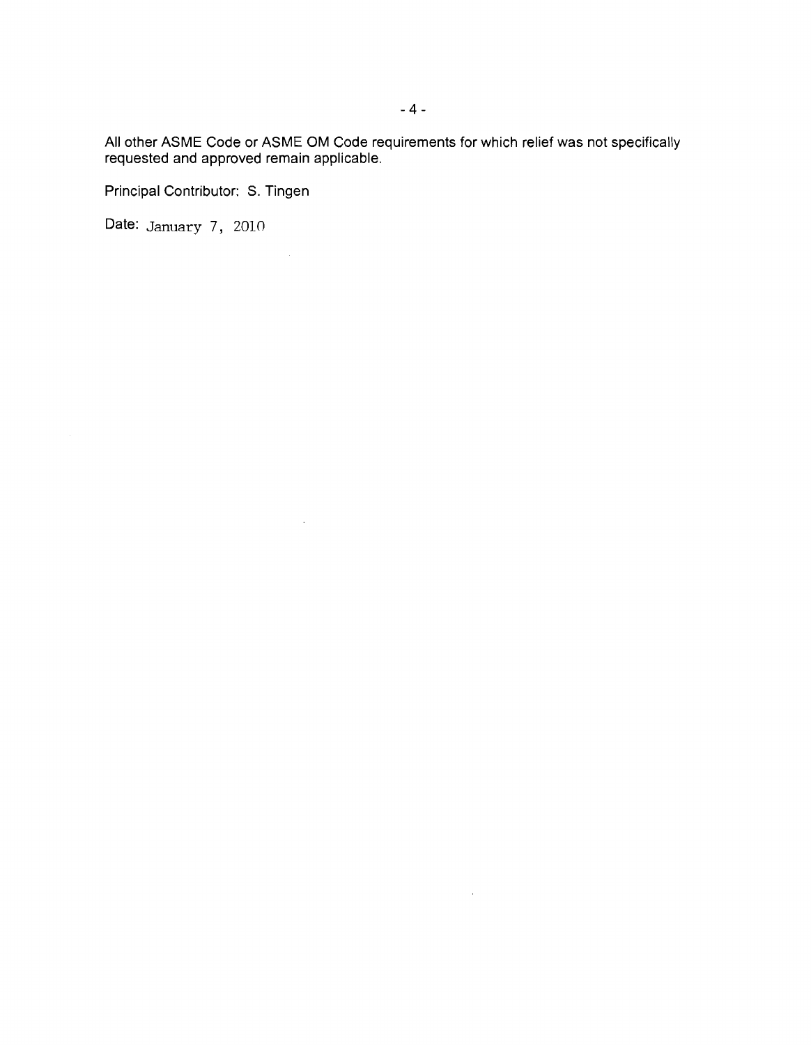All other ASME Code or ASME OM Code requirements for which relief was not specifically requested and approved remain applicable.

Principal Contributor: S. Tingen

Date: January 7, 2010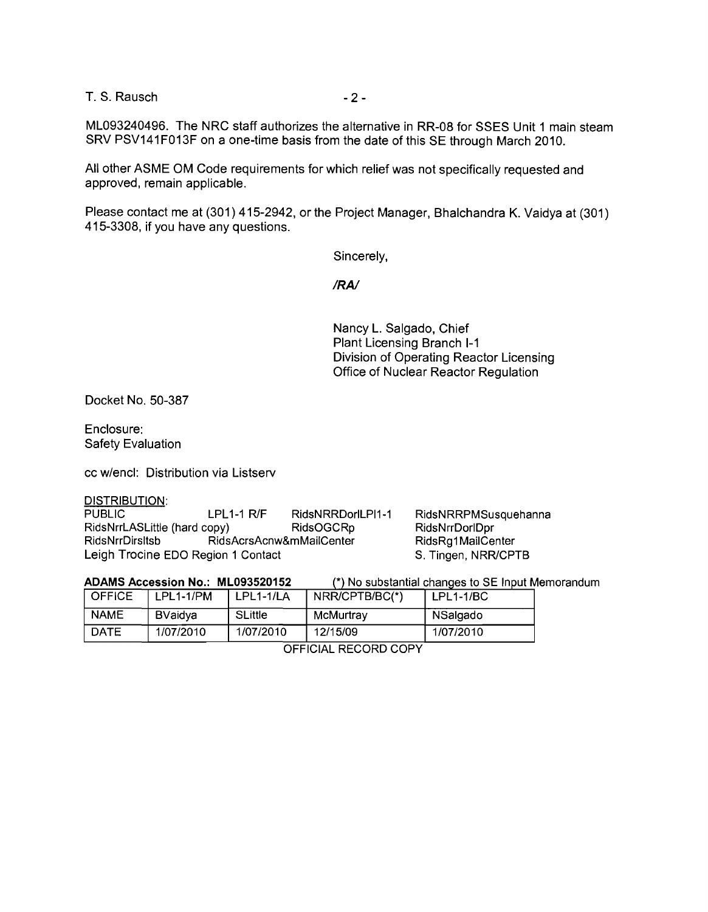ML093240496. The NRC staff authorizes the alternative in RR-08 for SSES Unit 1 main steam SRV PSV141F013F on a one-time basis from the date of this SE through March 2010.

All other ASME OM Code requirements for which relief was not specifically requested and approved, remain applicable.

Please contact me at (301) 415-2942, or the Project Manager, Bhalchandra K. Vaidya at (301) 415-3308, if you have any questions.

Sincerely,

*/RA/*

Nancy L. Salgado, Chief
Plant Licensing Branch I-1
Division of Operating Reactor Licensing
Office of Nuclear Reactor Regulation

Docket No. 50-387

Enclosure:
Safety Evaluation

cc w/encl: Distribution via Listserv

DISTRIBUTION:
PUBLIC LPL1-1 R/F RidsNRRDorlLPl1-1 RidsNRRPMSusquehanna
RidsNrrLASLittle (hard copy) RidsOGCRp RidsNrrDorlDpr
RidsNrrDirsItsb RidsAcrsAcnw&mMailCenter RidsRg1MailCenter
Leigh Trocine EDO Region 1 Contact S. Tingen, NRR/CPTB

**ADAMS Accession No.: ML093520152** (*) No substantial changes to SE Input Memorandum

| OFFICE | LPL1-1/PM | LPL1-1/LA | NRR/CPTB/BC(*) | LPL1-1/BC |
|---|---|---|---|---|
| NAME | BVaidya | SLittle | McMurtray | NSalgado |
| DATE | 1/07/2010 | 1/07/2010 | 12/15/09 | 1/07/2010 |

OFFICIAL RECORD COPY